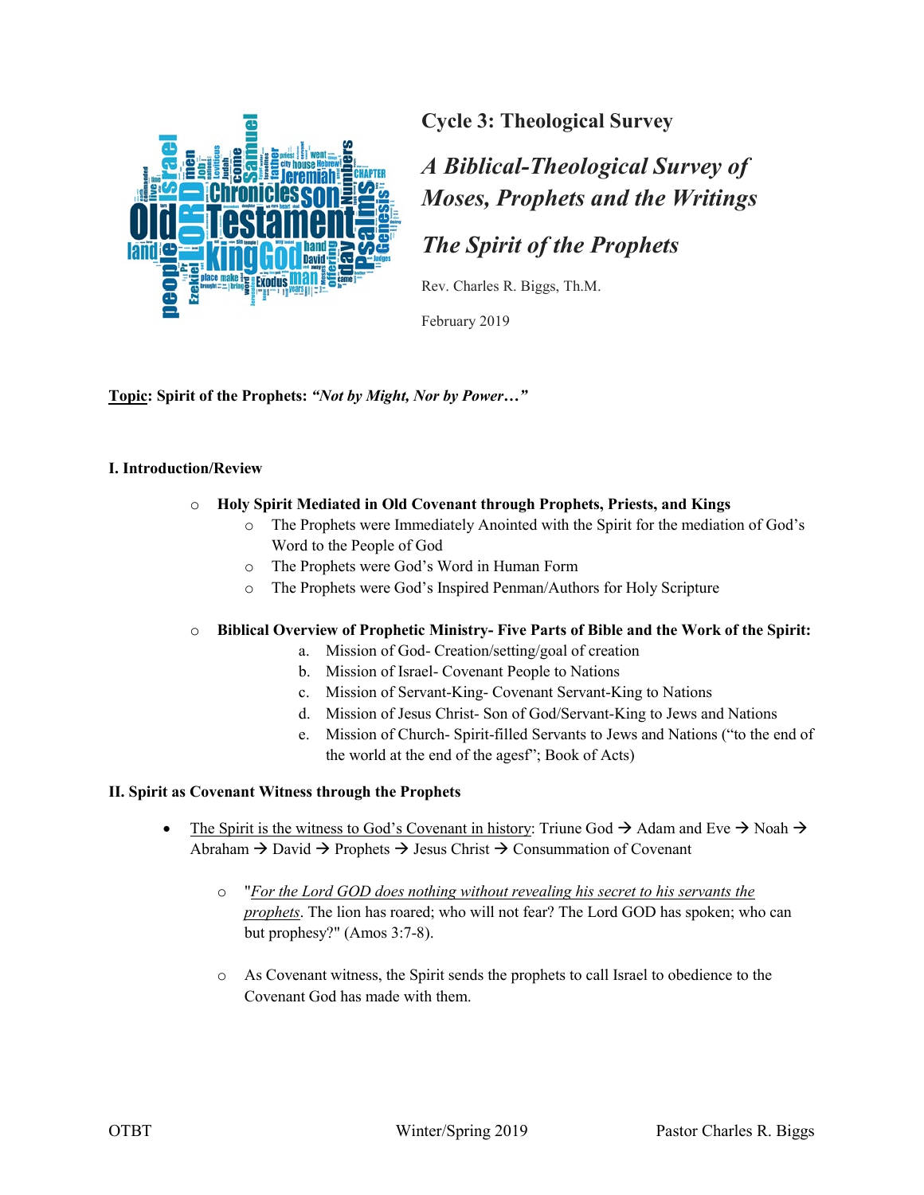# Cycle 3: Theological Survey

## *A Biblical-Theological Survey of Moses, Prophets and the Writings*

## *The Spirit of the Prophets*

Rev. Charles R. Biggs, Th.M.

February 2019

**Topic: Spirit of the Prophets:** ***"Not by Might, Nor by Power…"***

### I. Introduction/Review

- **Holy Spirit Mediated in Old Covenant through Prophets, Priests, and Kings**
  - The Prophets were Immediately Anointed with the Spirit for the mediation of God's Word to the People of God
  - The Prophets were God's Word in Human Form
  - The Prophets were God's Inspired Penman/Authors for Holy Scripture

- **Biblical Overview of Prophetic Ministry- Five Parts of Bible and the Work of the Spirit:**
  a. Mission of God- Creation/setting/goal of creation
  b. Mission of Israel- Covenant People to Nations
  c. Mission of Servant-King- Covenant Servant-King to Nations
  d. Mission of Jesus Christ- Son of God/Servant-King to Jews and Nations
  e. Mission of Church- Spirit-filled Servants to Jews and Nations ("to the end of the world at the end of the agesf"; Book of Acts)

### II. Spirit as Covenant Witness through the Prophets

- The Spirit is the witness to God's Covenant in history: Triune God → Adam and Eve → Noah → Abraham → David → Prophets → Jesus Christ → Consummation of Covenant
  - "*For the Lord GOD does nothing without revealing his secret to his servants the prophets*. The lion has roared; who will not fear? The Lord GOD has spoken; who can but prophesy?" (Amos 3:7-8).
  - As Covenant witness, the Spirit sends the prophets to call Israel to obedience to the Covenant God has made with them.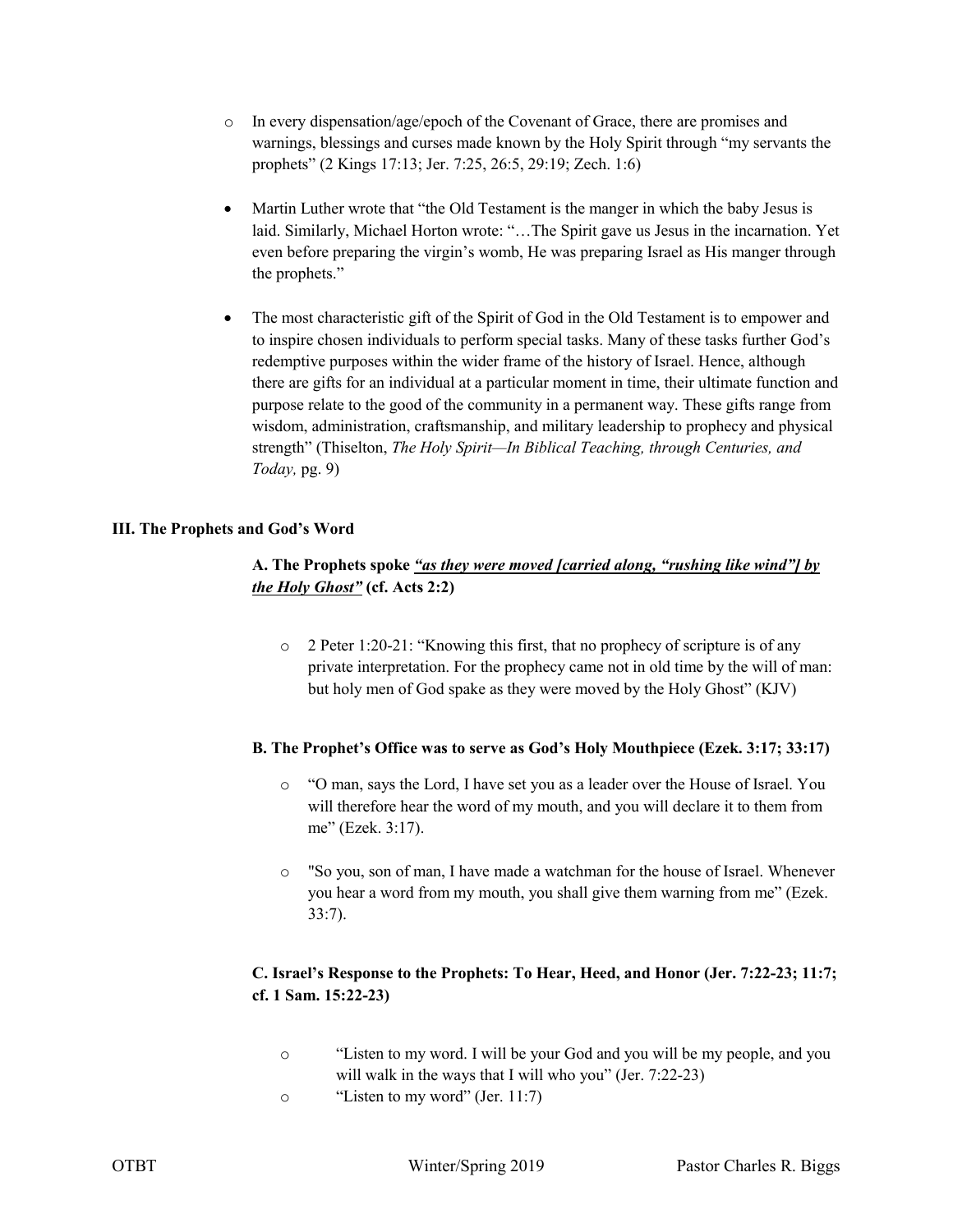- In every dispensation/age/epoch of the Covenant of Grace, there are promises and warnings, blessings and curses made known by the Holy Spirit through "my servants the prophets" (2 Kings 17:13; Jer. 7:25, 26:5, 29:19; Zech. 1:6)

- Martin Luther wrote that "the Old Testament is the manger in which the baby Jesus is laid. Similarly, Michael Horton wrote: "…The Spirit gave us Jesus in the incarnation. Yet even before preparing the virgin's womb, He was preparing Israel as His manger through the prophets."

- The most characteristic gift of the Spirit of God in the Old Testament is to empower and to inspire chosen individuals to perform special tasks. Many of these tasks further God's redemptive purposes within the wider frame of the history of Israel. Hence, although there are gifts for an individual at a particular moment in time, their ultimate function and purpose relate to the good of the community in a permanent way. These gifts range from wisdom, administration, craftsmanship, and military leadership to prophecy and physical strength" (Thiselton, *The Holy Spirit—In Biblical Teaching, through Centuries, and Today,* pg. 9)

### III. The Prophets and God's Word

#### A. The Prophets spoke ***"as they were moved [carried along, "rushing like wind"] by the Holy Ghost"*** (cf. Acts 2:2)

- 2 Peter 1:20-21: "Knowing this first, that no prophecy of scripture is of any private interpretation. For the prophecy came not in old time by the will of man: but holy men of God spake as they were moved by the Holy Ghost" (KJV)

#### B. The Prophet's Office was to serve as God's Holy Mouthpiece (Ezek. 3:17; 33:17)

- "O man, says the Lord, I have set you as a leader over the House of Israel. You will therefore hear the word of my mouth, and you will declare it to them from me" (Ezek. 3:17).

- "So you, son of man, I have made a watchman for the house of Israel. Whenever you hear a word from my mouth, you shall give them warning from me" (Ezek. 33:7).

#### C. Israel's Response to the Prophets: To Hear, Heed, and Honor (Jer. 7:22-23; 11:7; cf. 1 Sam. 15:22-23)

- "Listen to my word. I will be your God and you will be my people, and you will walk in the ways that I will who you" (Jer. 7:22-23)
- "Listen to my word" (Jer. 11:7)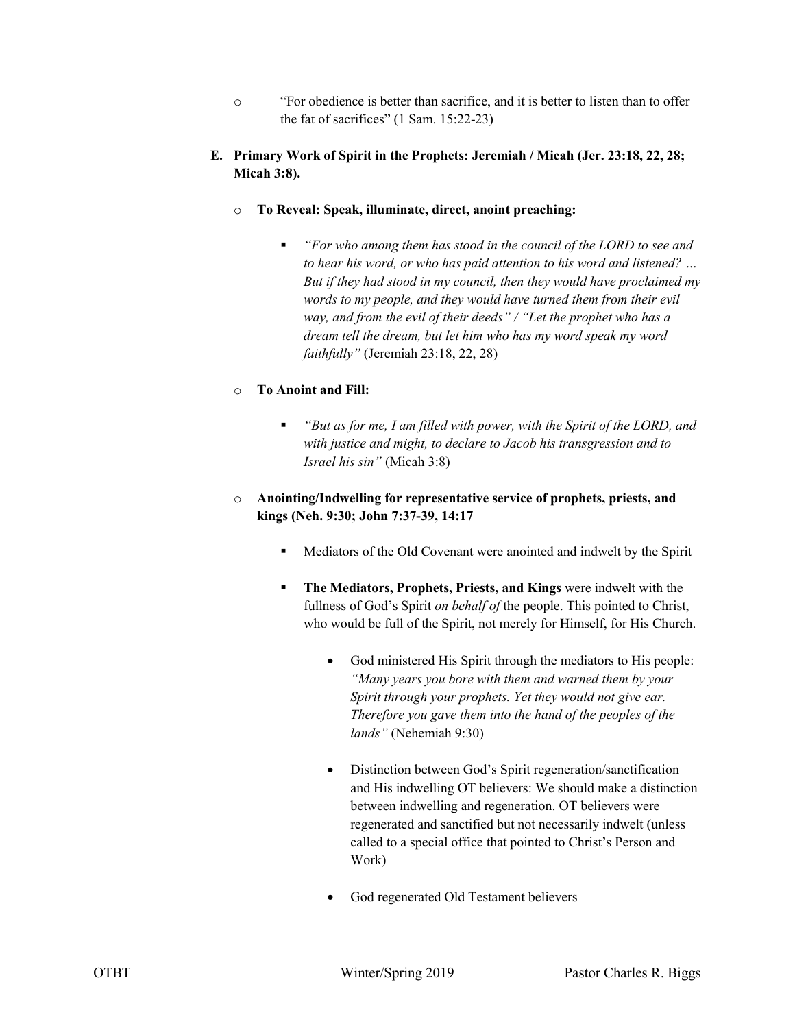- "For obedience is better than sacrifice, and it is better to listen than to offer the fat of sacrifices" (1 Sam. 15:22-23)

**E. Primary Work of Spirit in the Prophets: Jeremiah / Micah (Jer. 23:18, 22, 28; Micah 3:8).**

- **To Reveal: Speak, illuminate, direct, anoint preaching:**
    - *"For who among them has stood in the council of the LORD to see and to hear his word, or who has paid attention to his word and listened? … But if they had stood in my council, then they would have proclaimed my words to my people, and they would have turned them from their evil way, and from the evil of their deeds" / "Let the prophet who has a dream tell the dream, but let him who has my word speak my word faithfully"* (Jeremiah 23:18, 22, 28)

- **To Anoint and Fill:**
    - *"But as for me, I am filled with power, with the Spirit of the LORD, and with justice and might, to declare to Jacob his transgression and to Israel his sin"* (Micah 3:8)

- **Anointing/Indwelling for representative service of prophets, priests, and kings (Neh. 9:30; John 7:37-39, 14:17**
    - Mediators of the Old Covenant were anointed and indwelt by the Spirit
    - **The Mediators, Prophets, Priests, and Kings** were indwelt with the fullness of God's Spirit *on behalf of* the people. This pointed to Christ, who would be full of the Spirit, not merely for Himself, for His Church.
        - God ministered His Spirit through the mediators to His people: *"Many years you bore with them and warned them by your Spirit through your prophets. Yet they would not give ear. Therefore you gave them into the hand of the peoples of the lands"* (Nehemiah 9:30)
        - Distinction between God's Spirit regeneration/sanctification and His indwelling OT believers: We should make a distinction between indwelling and regeneration. OT believers were regenerated and sanctified but not necessarily indwelt (unless called to a special office that pointed to Christ's Person and Work)
        - God regenerated Old Testament believers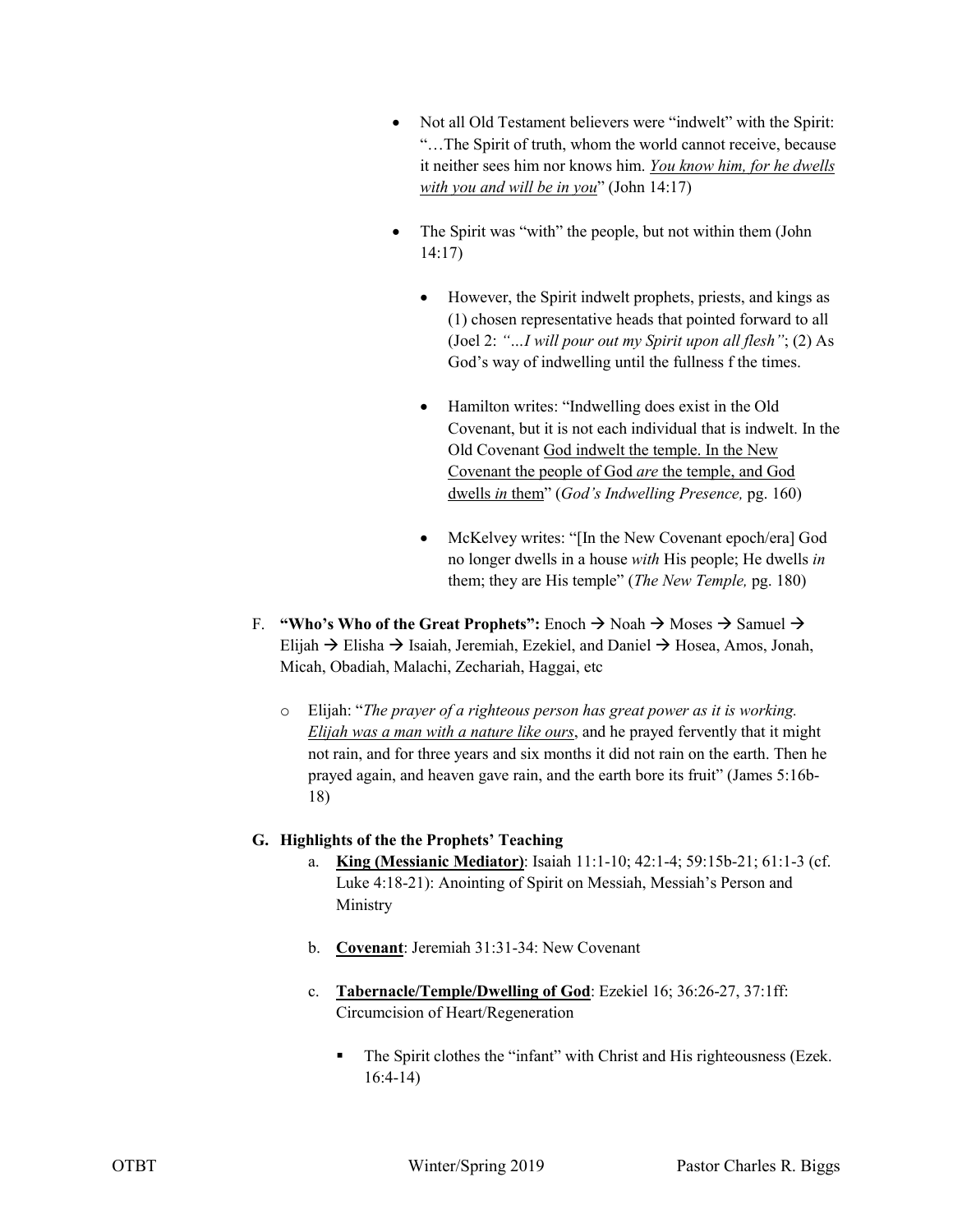- Not all Old Testament believers were "indwelt" with the Spirit: "…The Spirit of truth, whom the world cannot receive, because it neither sees him nor knows him. <u>*You know him, for he dwells with you and will be in you*</u>" (John 14:17)

- The Spirit was "with" the people, but not within them (John 14:17)

  - However, the Spirit indwelt prophets, priests, and kings as (1) chosen representative heads that pointed forward to all (Joel 2: *"…I will pour out my Spirit upon all flesh"*; (2) As God's way of indwelling until the fullness f the times.

  - Hamilton writes: "Indwelling does exist in the Old Covenant, but it is not each individual that is indwelt. In the Old Covenant <u>God indwelt the temple. In the New Covenant the people of God *are* the temple, and God dwells *in* them</u>" (*God's Indwelling Presence,* pg. 160)

  - McKelvey writes: "[In the New Covenant epoch/era] God no longer dwells in a house *with* His people; He dwells *in* them; they are His temple" (*The New Temple,* pg. 180)

F. **"Who's Who of the Great Prophets":** Enoch → Noah → Moses → Samuel → Elijah → Elisha → Isaiah, Jeremiah, Ezekiel, and Daniel → Hosea, Amos, Jonah, Micah, Obadiah, Malachi, Zechariah, Haggai, etc

- Elijah: "*The prayer of a righteous person has great power as it is working. <u>Elijah was a man with a nature like ours</u>*, and he prayed fervently that it might not rain, and for three years and six months it did not rain on the earth. Then he prayed again, and heaven gave rain, and the earth bore its fruit" (James 5:16b-18)

**G. Highlights of the the Prophets' Teaching**

a. **<u>King (Messianic Mediator)</u>**: Isaiah 11:1-10; 42:1-4; 59:15b-21; 61:1-3 (cf. Luke 4:18-21): Anointing of Spirit on Messiah, Messiah's Person and Ministry

b. **<u>Covenant</u>**: Jeremiah 31:31-34: New Covenant

c. **<u>Tabernacle/Temple/Dwelling of God</u>**: Ezekiel 16; 36:26-27, 37:1ff: Circumcision of Heart/Regeneration

   - The Spirit clothes the "infant" with Christ and His righteousness (Ezek. 16:4-14)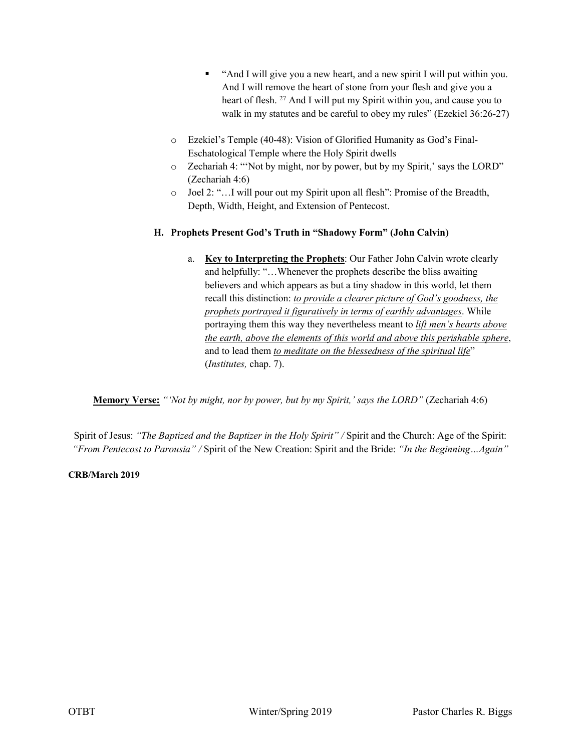- "And I will give you a new heart, and a new spirit I will put within you. And I will remove the heart of stone from your flesh and give you a heart of flesh. [27] And I will put my Spirit within you, and cause you to walk in my statutes and be careful to obey my rules" (Ezekiel 36:26-27)

- Ezekiel's Temple (40-48): Vision of Glorified Humanity as God's Final-Eschatological Temple where the Holy Spirit dwells
- Zechariah 4: "'Not by might, nor by power, but by my Spirit,' says the LORD" (Zechariah 4:6)
- Joel 2: "…I will pour out my Spirit upon all flesh": Promise of the Breadth, Depth, Width, Height, and Extension of Pentecost.

## H. Prophets Present God's Truth in "Shadowy Form" (John Calvin)

a. **Key to Interpreting the Prophets**: Our Father John Calvin wrote clearly and helpfully: "…Whenever the prophets describe the bliss awaiting believers and which appears as but a tiny shadow in this world, let them recall this distinction: *to provide a clearer picture of God's goodness, the prophets portrayed it figuratively in terms of earthly advantages*. While portraying them this way they nevertheless meant to *lift men's hearts above the earth, above the elements of this world and above this perishable sphere*, and to lead them *to meditate on the blessedness of the spiritual life*" (*Institutes,* chap. 7).

**Memory Verse:** *"'Not by might, nor by power, but by my Spirit,' says the LORD"* (Zechariah 4:6)

Spirit of Jesus: *"The Baptized and the Baptizer in the Holy Spirit" /* Spirit and the Church: Age of the Spirit: *"From Pentecost to Parousia" /* Spirit of the New Creation: Spirit and the Bride: *"In the Beginning…Again"*

**CRB/March 2019**